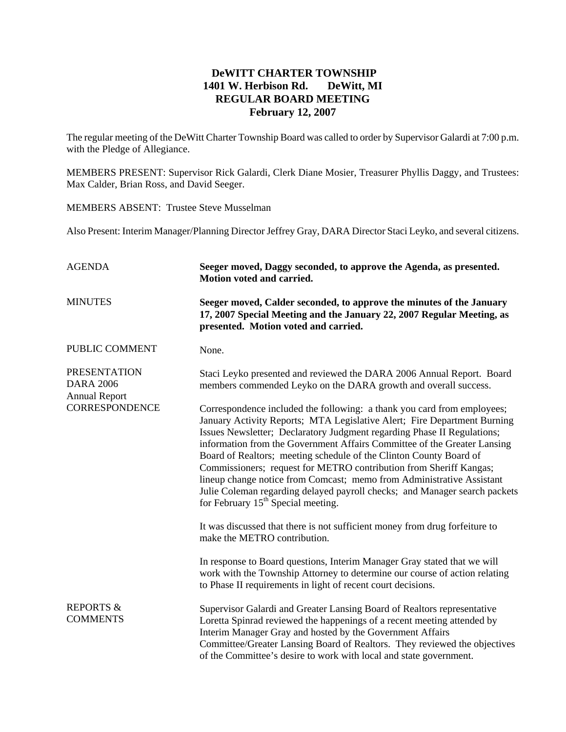# DeWITT CHARTER TOWNSHIP
## 1401 W. Herbison Rd. DeWitt, MI
## REGULAR BOARD MEETING
## February 12, 2007

The regular meeting of the DeWitt Charter Township Board was called to order by Supervisor Galardi at 7:00 p.m. with the Pledge of Allegiance.

MEMBERS PRESENT: Supervisor Rick Galardi, Clerk Diane Mosier, Treasurer Phyllis Daggy, and Trustees: Max Calder, Brian Ross, and David Seeger.

MEMBERS ABSENT: Trustee Steve Musselman

Also Present: Interim Manager/Planning Director Jeffrey Gray, DARA Director Staci Leyko, and several citizens.

AGENDA

**Seeger moved, Daggy seconded, to approve the Agenda, as presented. Motion voted and carried.**

MINUTES

**Seeger moved, Calder seconded, to approve the minutes of the January 17, 2007 Special Meeting and the January 22, 2007 Regular Meeting, as presented. Motion voted and carried.**

PUBLIC COMMENT

None.

PRESENTATION DARA 2006 Annual Report

Staci Leyko presented and reviewed the DARA 2006 Annual Report. Board members commended Leyko on the DARA growth and overall success.

CORRESPONDENCE

Correspondence included the following: a thank you card from employees; January Activity Reports; MTA Legislative Alert; Fire Department Burning Issues Newsletter; Declaratory Judgment regarding Phase II Regulations; information from the Government Affairs Committee of the Greater Lansing Board of Realtors; meeting schedule of the Clinton County Board of Commissioners; request for METRO contribution from Sheriff Kangas; lineup change notice from Comcast; memo from Administrative Assistant Julie Coleman regarding delayed payroll checks; and Manager search packets for February 15th Special meeting.

It was discussed that there is not sufficient money from drug forfeiture to make the METRO contribution.

In response to Board questions, Interim Manager Gray stated that we will work with the Township Attorney to determine our course of action relating to Phase II requirements in light of recent court decisions.

REPORTS & COMMENTS

Supervisor Galardi and Greater Lansing Board of Realtors representative Loretta Spinrad reviewed the happenings of a recent meeting attended by Interim Manager Gray and hosted by the Government Affairs Committee/Greater Lansing Board of Realtors. They reviewed the objectives of the Committee's desire to work with local and state government.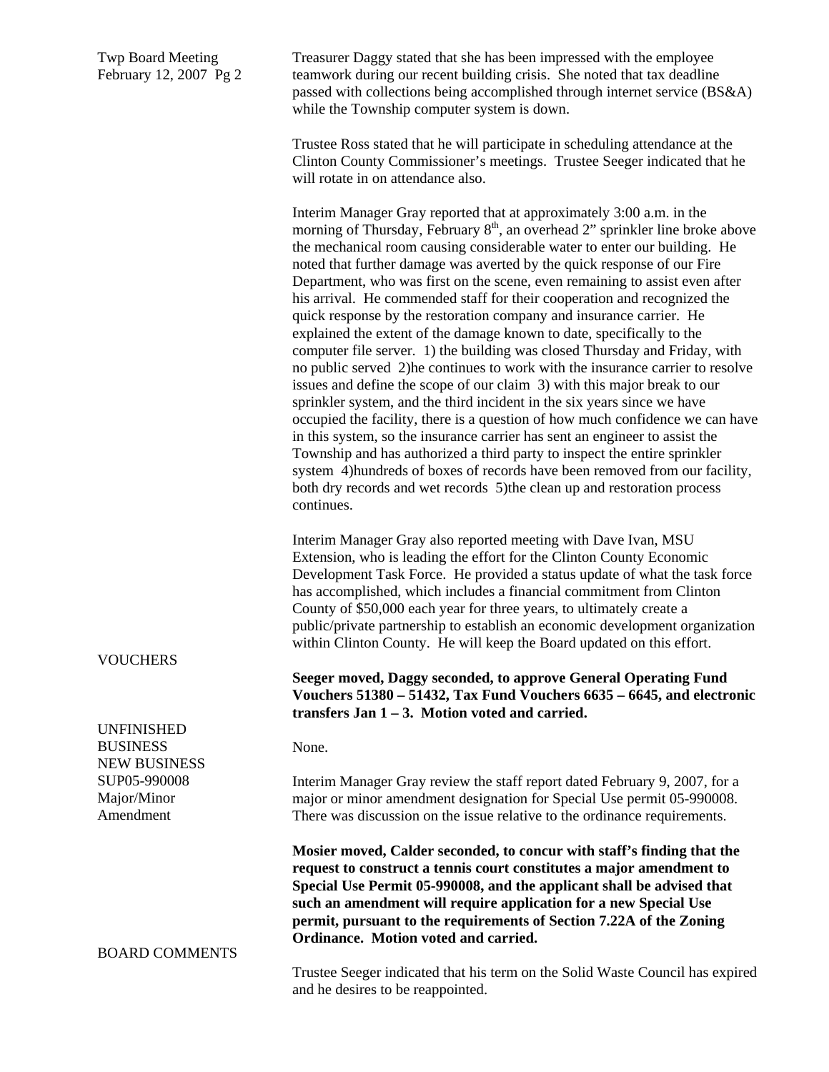Treasurer Daggy stated that she has been impressed with the employee teamwork during our recent building crisis. She noted that tax deadline passed with collections being accomplished through internet service (BS&A) while the Township computer system is down.

Trustee Ross stated that he will participate in scheduling attendance at the Clinton County Commissioner's meetings. Trustee Seeger indicated that he will rotate in on attendance also.

Interim Manager Gray reported that at approximately 3:00 a.m. in the morning of Thursday, February 8th, an overhead 2" sprinkler line broke above the mechanical room causing considerable water to enter our building. He noted that further damage was averted by the quick response of our Fire Department, who was first on the scene, even remaining to assist even after his arrival. He commended staff for their cooperation and recognized the quick response by the restoration company and insurance carrier. He explained the extent of the damage known to date, specifically to the computer file server. 1) the building was closed Thursday and Friday, with no public served 2)he continues to work with the insurance carrier to resolve issues and define the scope of our claim 3) with this major break to our sprinkler system, and the third incident in the six years since we have occupied the facility, there is a question of how much confidence we can have in this system, so the insurance carrier has sent an engineer to assist the Township and has authorized a third party to inspect the entire sprinkler system 4)hundreds of boxes of records have been removed from our facility, both dry records and wet records 5)the clean up and restoration process continues.

Interim Manager Gray also reported meeting with Dave Ivan, MSU Extension, who is leading the effort for the Clinton County Economic Development Task Force. He provided a status update of what the task force has accomplished, which includes a financial commitment from Clinton County of $50,000 each year for three years, to ultimately create a public/private partnership to establish an economic development organization within Clinton County. He will keep the Board updated on this effort.

## VOUCHERS

**Seeger moved, Daggy seconded, to approve General Operating Fund Vouchers 51380 – 51432, Tax Fund Vouchers 6635 – 6645, and electronic transfers Jan 1 – 3. Motion voted and carried.**

## UNFINISHED BUSINESS

None.

## NEW BUSINESS

### SUP05-990008 Major/Minor Amendment

Interim Manager Gray review the staff report dated February 9, 2007, for a major or minor amendment designation for Special Use permit 05-990008. There was discussion on the issue relative to the ordinance requirements.

**Mosier moved, Calder seconded, to concur with staff's finding that the request to construct a tennis court constitutes a major amendment to Special Use Permit 05-990008, and the applicant shall be advised that such an amendment will require application for a new Special Use permit, pursuant to the requirements of Section 7.22A of the Zoning Ordinance. Motion voted and carried.**

## BOARD COMMENTS

Trustee Seeger indicated that his term on the Solid Waste Council has expired and he desires to be reappointed.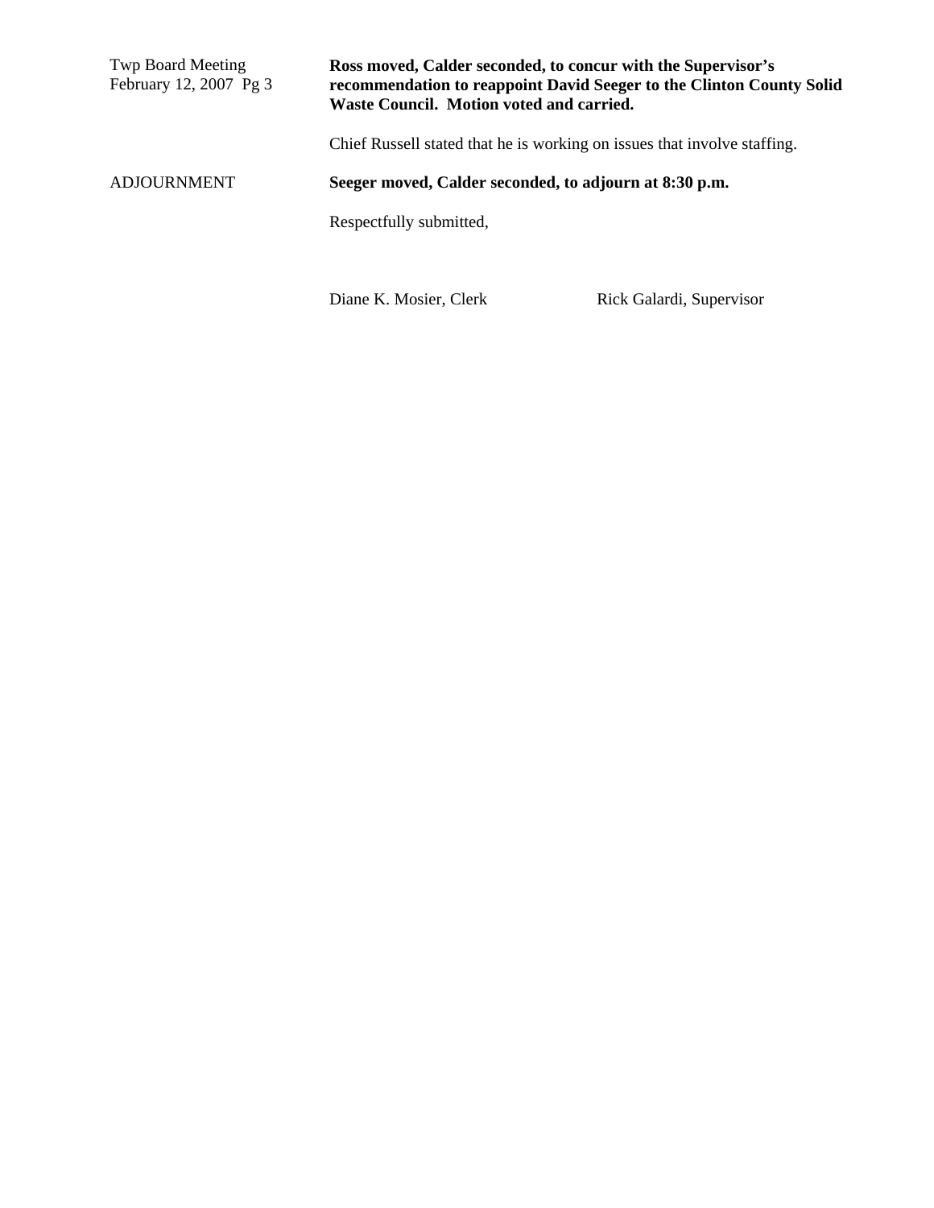**Ross moved, Calder seconded, to concur with the Supervisor's recommendation to reappoint David Seeger to the Clinton County Solid Waste Council. Motion voted and carried.**

Chief Russell stated that he is working on issues that involve staffing.

## ADJOURNMENT

**Seeger moved, Calder seconded, to adjourn at 8:30 p.m.**

Respectfully submitted,

Diane K. Mosier, Clerk

Rick Galardi, Supervisor